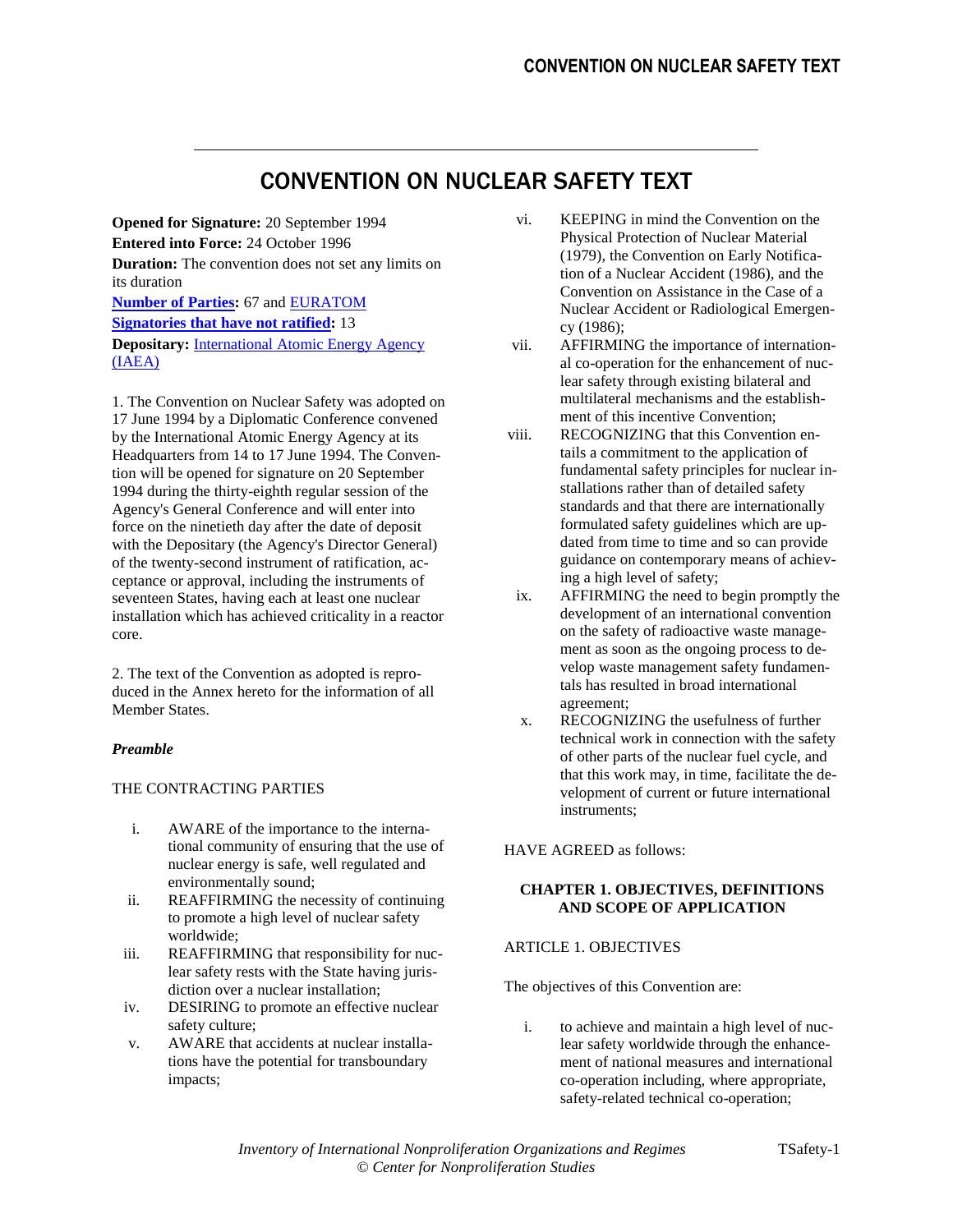# CONVENTION ON NUCLEAR SAFETY TEXT

**Opened for Signature:** 20 September 1994

**Entered into Force:** 24 October 1996

**Duration:** The convention does not set any limits on its duration

**Number of Parties:** 67 and EURATOM

**Signatories that have not ratified:** 13

**Depositary:** International Atomic Energy Agency (IAEA)

1. The Convention on Nuclear Safety was adopted on 17 June 1994 by a Diplomatic Conference convened by the International Atomic Energy Agency at its Headquarters from 14 to 17 June 1994. The Convention will be opened for signature on 20 September 1994 during the thirty-eighth regular session of the Agency's General Conference and will enter into force on the ninetieth day after the date of deposit with the Depositary (the Agency's Director General) of the twenty-second instrument of ratification, acceptance or approval, including the instruments of seventeen States, having each at least one nuclear installation which has achieved criticality in a reactor core.

2. The text of the Convention as adopted is reproduced in the Annex hereto for the information of all Member States.

***Preamble***

THE CONTRACTING PARTIES

i. AWARE of the importance to the international community of ensuring that the use of nuclear energy is safe, well regulated and environmentally sound;
ii. REAFFIRMING the necessity of continuing to promote a high level of nuclear safety worldwide;
iii. REAFFIRMING that responsibility for nuclear safety rests with the State having jurisdiction over a nuclear installation;
iv. DESIRING to promote an effective nuclear safety culture;
v. AWARE that accidents at nuclear installations have the potential for transboundary impacts;
vi. KEEPING in mind the Convention on the Physical Protection of Nuclear Material (1979), the Convention on Early Notification of a Nuclear Accident (1986), and the Convention on Assistance in the Case of a Nuclear Accident or Radiological Emergency (1986);
vii. AFFIRMING the importance of international co-operation for the enhancement of nuclear safety through existing bilateral and multilateral mechanisms and the establishment of this incentive Convention;
viii. RECOGNIZING that this Convention entails a commitment to the application of fundamental safety principles for nuclear installations rather than of detailed safety standards and that there are internationally formulated safety guidelines which are updated from time to time and so can provide guidance on contemporary means of achieving a high level of safety;
ix. AFFIRMING the need to begin promptly the development of an international convention on the safety of radioactive waste management as soon as the ongoing process to develop waste management safety fundamentals has resulted in broad international agreement;
x. RECOGNIZING the usefulness of further technical work in connection with the safety of other parts of the nuclear fuel cycle, and that this work may, in time, facilitate the development of current or future international instruments;

HAVE AGREED as follows:

## CHAPTER 1. OBJECTIVES, DEFINITIONS AND SCOPE OF APPLICATION

### ARTICLE 1. OBJECTIVES

The objectives of this Convention are:

i. to achieve and maintain a high level of nuclear safety worldwide through the enhancement of national measures and international co-operation including, where appropriate, safety-related technical co-operation;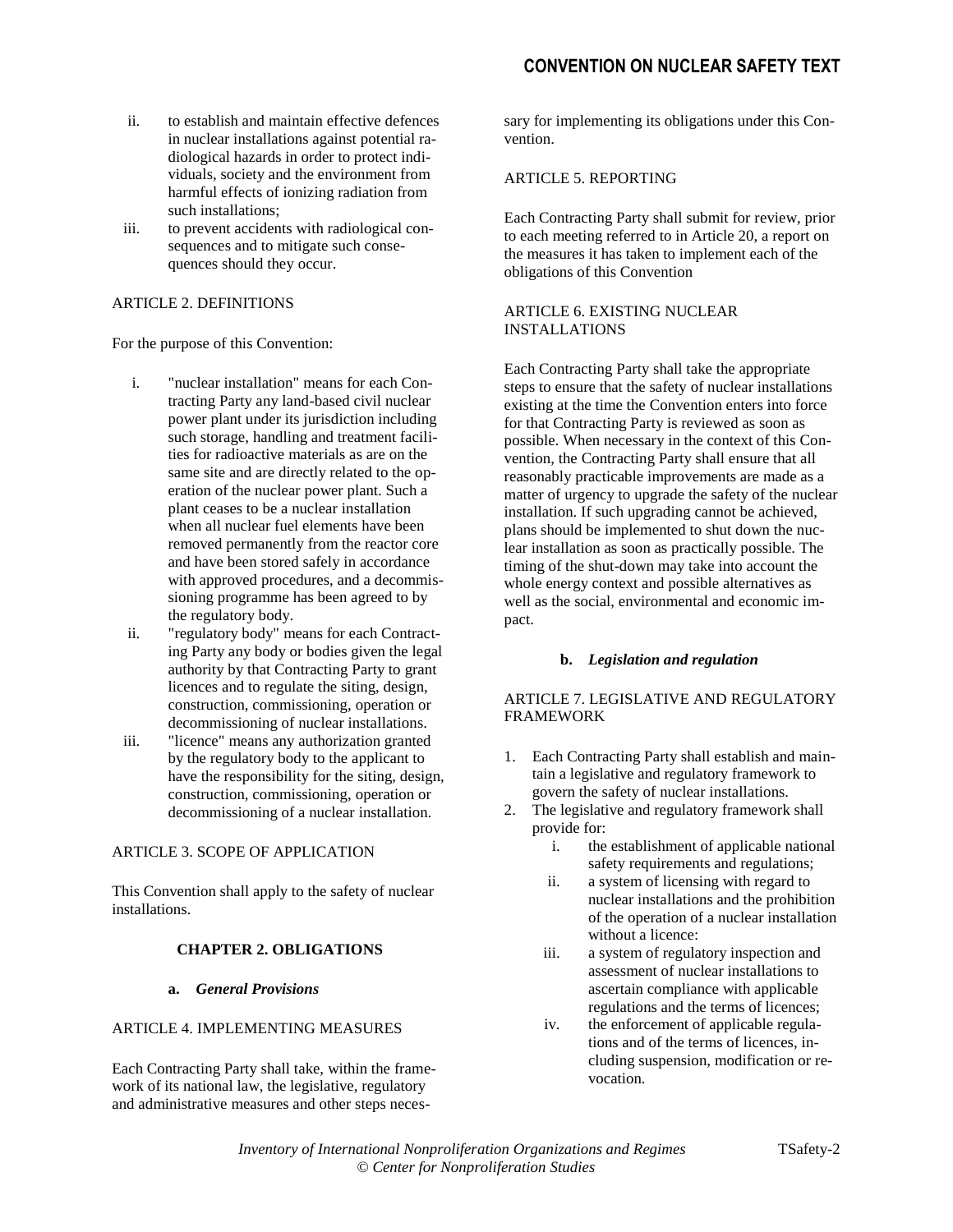ii. to establish and maintain effective defences in nuclear installations against potential radiological hazards in order to protect individuals, society and the environment from harmful effects of ionizing radiation from such installations;
iii. to prevent accidents with radiological consequences and to mitigate such consequences should they occur.

ARTICLE 2. DEFINITIONS

For the purpose of this Convention:

i. "nuclear installation" means for each Contracting Party any land-based civil nuclear power plant under its jurisdiction including such storage, handling and treatment facilities for radioactive materials as are on the same site and are directly related to the operation of the nuclear power plant. Such a plant ceases to be a nuclear installation when all nuclear fuel elements have been removed permanently from the reactor core and have been stored safely in accordance with approved procedures, and a decommissioning programme has been agreed to by the regulatory body.
ii. "regulatory body" means for each Contracting Party any body or bodies given the legal authority by that Contracting Party to grant licences and to regulate the siting, design, construction, commissioning, operation or decommissioning of nuclear installations.
iii. "licence" means any authorization granted by the regulatory body to the applicant to have the responsibility for the siting, design, construction, commissioning, operation or decommissioning of a nuclear installation.

ARTICLE 3. SCOPE OF APPLICATION

This Convention shall apply to the safety of nuclear installations.

## CHAPTER 2. OBLIGATIONS

### a. *General Provisions*

ARTICLE 4. IMPLEMENTING MEASURES

Each Contracting Party shall take, within the framework of its national law, the legislative, regulatory and administrative measures and other steps necessary for implementing its obligations under this Convention.

ARTICLE 5. REPORTING

Each Contracting Party shall submit for review, prior to each meeting referred to in Article 20, a report on the measures it has taken to implement each of the obligations of this Convention

ARTICLE 6. EXISTING NUCLEAR INSTALLATIONS

Each Contracting Party shall take the appropriate steps to ensure that the safety of nuclear installations existing at the time the Convention enters into force for that Contracting Party is reviewed as soon as possible. When necessary in the context of this Convention, the Contracting Party shall ensure that all reasonably practicable improvements are made as a matter of urgency to upgrade the safety of the nuclear installation. If such upgrading cannot be achieved, plans should be implemented to shut down the nuclear installation as soon as practically possible. The timing of the shut-down may take into account the whole energy context and possible alternatives as well as the social, environmental and economic impact.

### b. *Legislation and regulation*

ARTICLE 7. LEGISLATIVE AND REGULATORY FRAMEWORK

1. Each Contracting Party shall establish and maintain a legislative and regulatory framework to govern the safety of nuclear installations.
2. The legislative and regulatory framework shall provide for:
   i. the establishment of applicable national safety requirements and regulations;
   ii. a system of licensing with regard to nuclear installations and the prohibition of the operation of a nuclear installation without a licence:
   iii. a system of regulatory inspection and assessment of nuclear installations to ascertain compliance with applicable regulations and the terms of licences;
   iv. the enforcement of applicable regulations and of the terms of licences, including suspension, modification or revocation.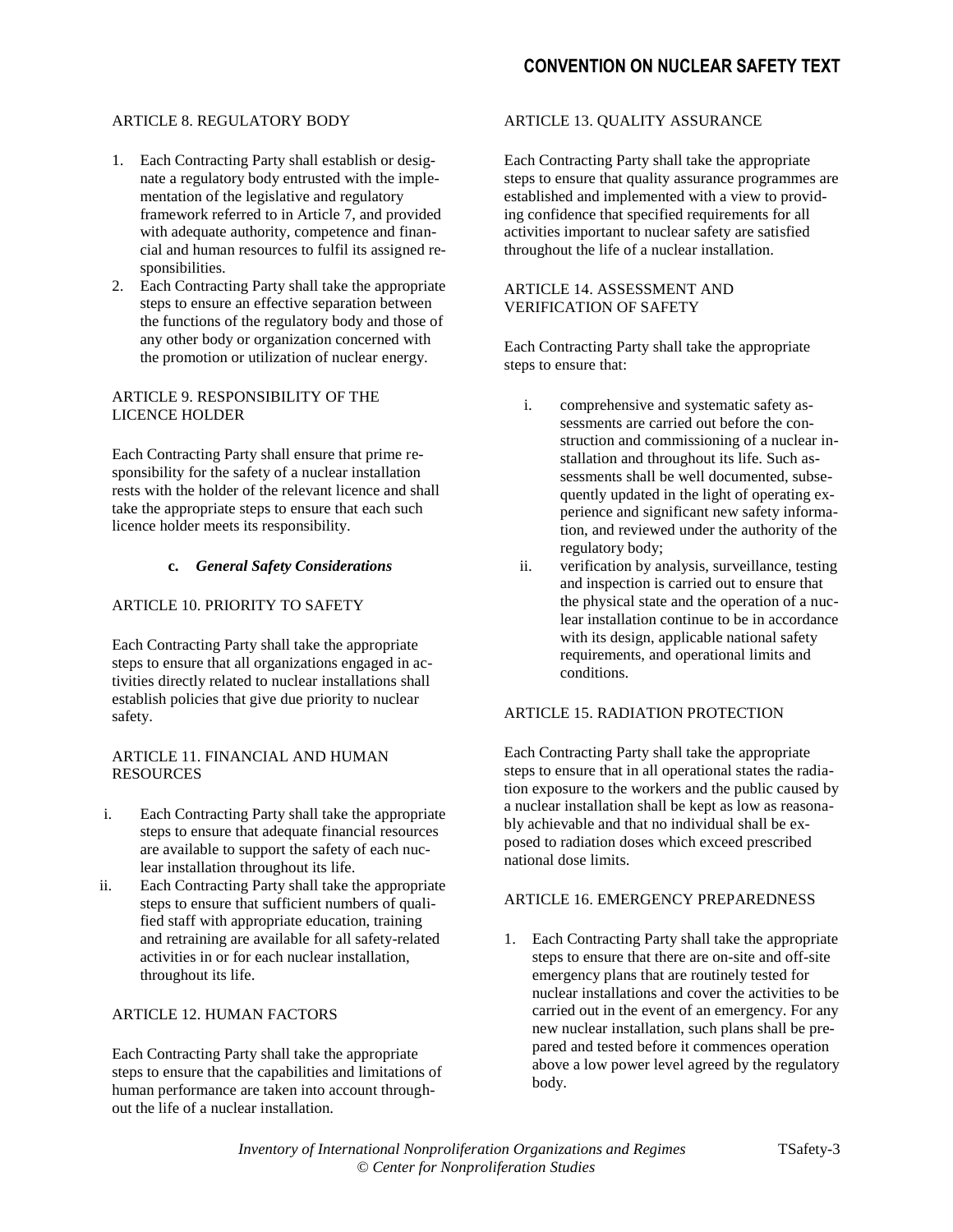### ARTICLE 8. REGULATORY BODY

1. Each Contracting Party shall establish or designate a regulatory body entrusted with the implementation of the legislative and regulatory framework referred to in Article 7, and provided with adequate authority, competence and financial and human resources to fulfil its assigned responsibilities.
2. Each Contracting Party shall take the appropriate steps to ensure an effective separation between the functions of the regulatory body and those of any other body or organization concerned with the promotion or utilization of nuclear energy.

### ARTICLE 9. RESPONSIBILITY OF THE LICENCE HOLDER

Each Contracting Party shall ensure that prime responsibility for the safety of a nuclear installation rests with the holder of the relevant licence and shall take the appropriate steps to ensure that each such licence holder meets its responsibility.

## c. *General Safety Considerations*

### ARTICLE 10. PRIORITY TO SAFETY

Each Contracting Party shall take the appropriate steps to ensure that all organizations engaged in activities directly related to nuclear installations shall establish policies that give due priority to nuclear safety.

### ARTICLE 11. FINANCIAL AND HUMAN RESOURCES

i. Each Contracting Party shall take the appropriate steps to ensure that adequate financial resources are available to support the safety of each nuclear installation throughout its life.
ii. Each Contracting Party shall take the appropriate steps to ensure that sufficient numbers of qualified staff with appropriate education, training and retraining are available for all safety-related activities in or for each nuclear installation, throughout its life.

### ARTICLE 12. HUMAN FACTORS

Each Contracting Party shall take the appropriate steps to ensure that the capabilities and limitations of human performance are taken into account throughout the life of a nuclear installation.

### ARTICLE 13. QUALITY ASSURANCE

Each Contracting Party shall take the appropriate steps to ensure that quality assurance programmes are established and implemented with a view to providing confidence that specified requirements for all activities important to nuclear safety are satisfied throughout the life of a nuclear installation.

### ARTICLE 14. ASSESSMENT AND VERIFICATION OF SAFETY

Each Contracting Party shall take the appropriate steps to ensure that:

i. comprehensive and systematic safety assessments are carried out before the construction and commissioning of a nuclear installation and throughout its life. Such assessments shall be well documented, subsequently updated in the light of operating experience and significant new safety information, and reviewed under the authority of the regulatory body;
ii. verification by analysis, surveillance, testing and inspection is carried out to ensure that the physical state and the operation of a nuclear installation continue to be in accordance with its design, applicable national safety requirements, and operational limits and conditions.

### ARTICLE 15. RADIATION PROTECTION

Each Contracting Party shall take the appropriate steps to ensure that in all operational states the radiation exposure to the workers and the public caused by a nuclear installation shall be kept as low as reasonably achievable and that no individual shall be exposed to radiation doses which exceed prescribed national dose limits.

### ARTICLE 16. EMERGENCY PREPAREDNESS

1. Each Contracting Party shall take the appropriate steps to ensure that there are on-site and off-site emergency plans that are routinely tested for nuclear installations and cover the activities to be carried out in the event of an emergency. For any new nuclear installation, such plans shall be prepared and tested before it commences operation above a low power level agreed by the regulatory body.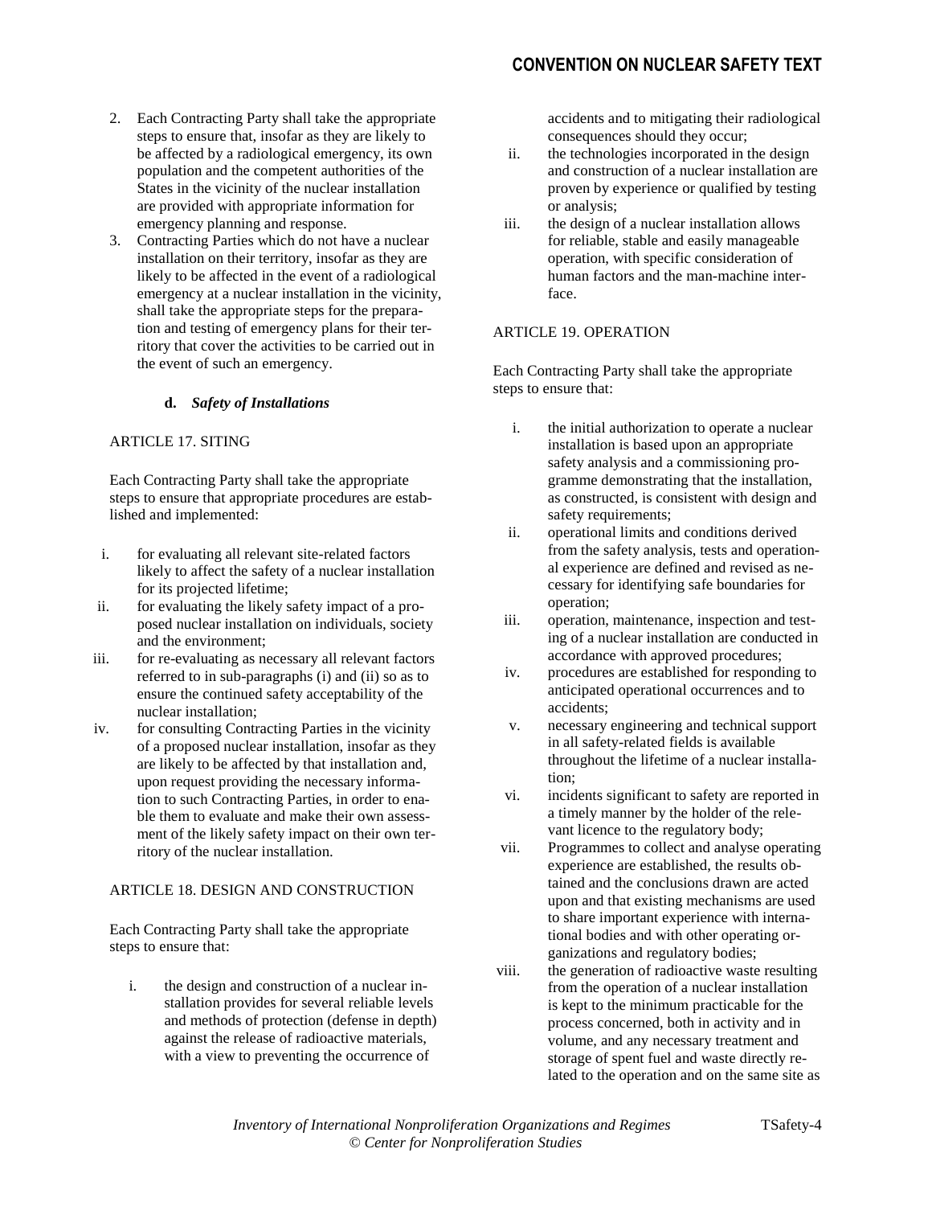2. Each Contracting Party shall take the appropriate steps to ensure that, insofar as they are likely to be affected by a radiological emergency, its own population and the competent authorities of the States in the vicinity of the nuclear installation are provided with appropriate information for emergency planning and response.
3. Contracting Parties which do not have a nuclear installation on their territory, insofar as they are likely to be affected in the event of a radiological emergency at a nuclear installation in the vicinity, shall take the appropriate steps for the preparation and testing of emergency plans for their territory that cover the activities to be carried out in the event of such an emergency.

### d. *Safety of Installations*

ARTICLE 17. SITING

Each Contracting Party shall take the appropriate steps to ensure that appropriate procedures are established and implemented:

i. for evaluating all relevant site-related factors likely to affect the safety of a nuclear installation for its projected lifetime;
ii. for evaluating the likely safety impact of a proposed nuclear installation on individuals, society and the environment;
iii. for re-evaluating as necessary all relevant factors referred to in sub-paragraphs (i) and (ii) so as to ensure the continued safety acceptability of the nuclear installation;
iv. for consulting Contracting Parties in the vicinity of a proposed nuclear installation, insofar as they are likely to be affected by that installation and, upon request providing the necessary information to such Contracting Parties, in order to enable them to evaluate and make their own assessment of the likely safety impact on their own territory of the nuclear installation.

ARTICLE 18. DESIGN AND CONSTRUCTION

Each Contracting Party shall take the appropriate steps to ensure that:

i. the design and construction of a nuclear installation provides for several reliable levels and methods of protection (defense in depth) against the release of radioactive materials, with a view to preventing the occurrence of accidents and to mitigating their radiological consequences should they occur;
ii. the technologies incorporated in the design and construction of a nuclear installation are proven by experience or qualified by testing or analysis;
iii. the design of a nuclear installation allows for reliable, stable and easily manageable operation, with specific consideration of human factors and the man-machine interface.

ARTICLE 19. OPERATION

Each Contracting Party shall take the appropriate steps to ensure that:

i. the initial authorization to operate a nuclear installation is based upon an appropriate safety analysis and a commissioning programme demonstrating that the installation, as constructed, is consistent with design and safety requirements;
ii. operational limits and conditions derived from the safety analysis, tests and operational experience are defined and revised as necessary for identifying safe boundaries for operation;
iii. operation, maintenance, inspection and testing of a nuclear installation are conducted in accordance with approved procedures;
iv. procedures are established for responding to anticipated operational occurrences and to accidents;
v. necessary engineering and technical support in all safety-related fields is available throughout the lifetime of a nuclear installation;
vi. incidents significant to safety are reported in a timely manner by the holder of the relevant licence to the regulatory body;
vii. Programmes to collect and analyse operating experience are established, the results obtained and the conclusions drawn are acted upon and that existing mechanisms are used to share important experience with international bodies and with other operating organizations and regulatory bodies;
viii. the generation of radioactive waste resulting from the operation of a nuclear installation is kept to the minimum practicable for the process concerned, both in activity and in volume, and any necessary treatment and storage of spent fuel and waste directly related to the operation and on the same site as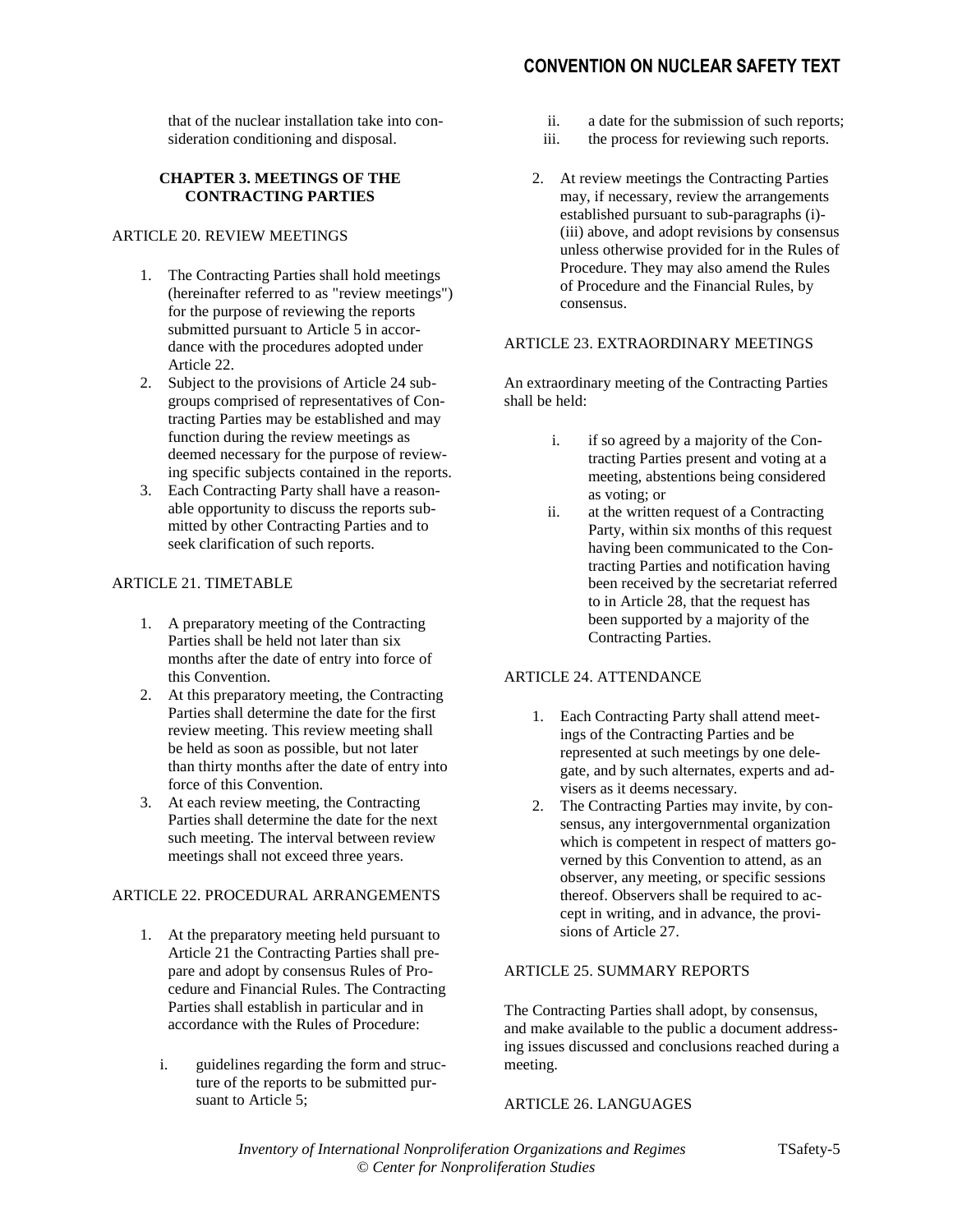that of the nuclear installation take into consideration conditioning and disposal.

## CHAPTER 3. MEETINGS OF THE CONTRACTING PARTIES

### ARTICLE 20. REVIEW MEETINGS

1. The Contracting Parties shall hold meetings (hereinafter referred to as "review meetings") for the purpose of reviewing the reports submitted pursuant to Article 5 in accordance with the procedures adopted under Article 22.
2. Subject to the provisions of Article 24 subgroups comprised of representatives of Contracting Parties may be established and may function during the review meetings as deemed necessary for the purpose of reviewing specific subjects contained in the reports.
3. Each Contracting Party shall have a reasonable opportunity to discuss the reports submitted by other Contracting Parties and to seek clarification of such reports.

### ARTICLE 21. TIMETABLE

1. A preparatory meeting of the Contracting Parties shall be held not later than six months after the date of entry into force of this Convention.
2. At this preparatory meeting, the Contracting Parties shall determine the date for the first review meeting. This review meeting shall be held as soon as possible, but not later than thirty months after the date of entry into force of this Convention.
3. At each review meeting, the Contracting Parties shall determine the date for the next such meeting. The interval between review meetings shall not exceed three years.

### ARTICLE 22. PROCEDURAL ARRANGEMENTS

1. At the preparatory meeting held pursuant to Article 21 the Contracting Parties shall prepare and adopt by consensus Rules of Procedure and Financial Rules. The Contracting Parties shall establish in particular and in accordance with the Rules of Procedure:

   i. guidelines regarding the form and structure of the reports to be submitted pursuant to Article 5;

   ii. a date for the submission of such reports;

   iii. the process for reviewing such reports.

2. At review meetings the Contracting Parties may, if necessary, review the arrangements established pursuant to sub-paragraphs (i)-(iii) above, and adopt revisions by consensus unless otherwise provided for in the Rules of Procedure. They may also amend the Rules of Procedure and the Financial Rules, by consensus.

### ARTICLE 23. EXTRAORDINARY MEETINGS

An extraordinary meeting of the Contracting Parties shall be held:

i. if so agreed by a majority of the Contracting Parties present and voting at a meeting, abstentions being considered as voting; or

ii. at the written request of a Contracting Party, within six months of this request having been communicated to the Contracting Parties and notification having been received by the secretariat referred to in Article 28, that the request has been supported by a majority of the Contracting Parties.

### ARTICLE 24. ATTENDANCE

1. Each Contracting Party shall attend meetings of the Contracting Parties and be represented at such meetings by one delegate, and by such alternates, experts and advisers as it deems necessary.
2. The Contracting Parties may invite, by consensus, any intergovernmental organization which is competent in respect of matters governed by this Convention to attend, as an observer, any meeting, or specific sessions thereof. Observers shall be required to accept in writing, and in advance, the provisions of Article 27.

### ARTICLE 25. SUMMARY REPORTS

The Contracting Parties shall adopt, by consensus, and make available to the public a document addressing issues discussed and conclusions reached during a meeting.

### ARTICLE 26. LANGUAGES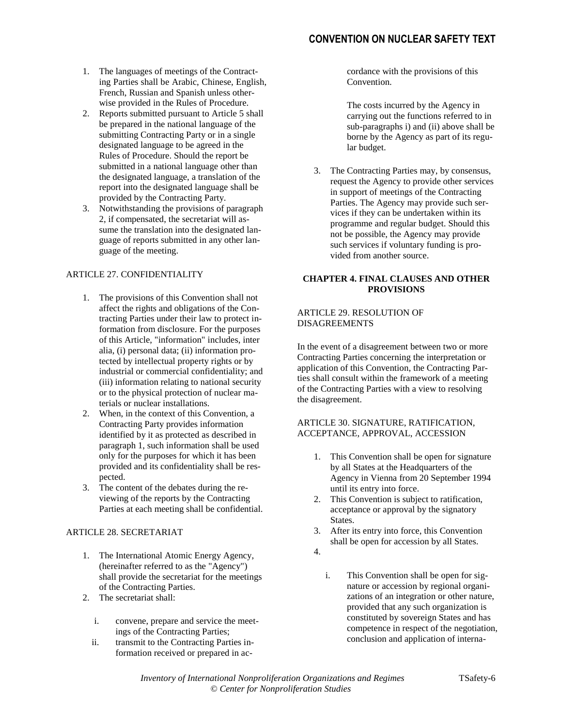1. The languages of meetings of the Contracting Parties shall be Arabic, Chinese, English, French, Russian and Spanish unless otherwise provided in the Rules of Procedure.
2. Reports submitted pursuant to Article 5 shall be prepared in the national language of the submitting Contracting Party or in a single designated language to be agreed in the Rules of Procedure. Should the report be submitted in a national language other than the designated language, a translation of the report into the designated language shall be provided by the Contracting Party.
3. Notwithstanding the provisions of paragraph 2, if compensated, the secretariat will assume the translation into the designated language of reports submitted in any other language of the meeting.

ARTICLE 27. CONFIDENTIALITY

1. The provisions of this Convention shall not affect the rights and obligations of the Contracting Parties under their law to protect information from disclosure. For the purposes of this Article, "information" includes, inter alia, (i) personal data; (ii) information protected by intellectual property rights or by industrial or commercial confidentiality; and (iii) information relating to national security or to the physical protection of nuclear materials or nuclear installations.
2. When, in the context of this Convention, a Contracting Party provides information identified by it as protected as described in paragraph 1, such information shall be used only for the purposes for which it has been provided and its confidentiality shall be respected.
3. The content of the debates during the reviewing of the reports by the Contracting Parties at each meeting shall be confidential.

ARTICLE 28. SECRETARIAT

1. The International Atomic Energy Agency, (hereinafter referred to as the "Agency") shall provide the secretariat for the meetings of the Contracting Parties.
2. The secretariat shall:
   i. convene, prepare and service the meetings of the Contracting Parties;
   ii. transmit to the Contracting Parties information received or prepared in accordance with the provisions of this Convention.

   The costs incurred by the Agency in carrying out the functions referred to in sub-paragraphs i) and (ii) above shall be borne by the Agency as part of its regular budget.
3. The Contracting Parties may, by consensus, request the Agency to provide other services in support of meetings of the Contracting Parties. The Agency may provide such services if they can be undertaken within its programme and regular budget. Should this not be possible, the Agency may provide such services if voluntary funding is provided from another source.

**CHAPTER 4. FINAL CLAUSES AND OTHER PROVISIONS**

ARTICLE 29. RESOLUTION OF DISAGREEMENTS

In the event of a disagreement between two or more Contracting Parties concerning the interpretation or application of this Convention, the Contracting Parties shall consult within the framework of a meeting of the Contracting Parties with a view to resolving the disagreement.

ARTICLE 30. SIGNATURE, RATIFICATION, ACCEPTANCE, APPROVAL, ACCESSION

1. This Convention shall be open for signature by all States at the Headquarters of the Agency in Vienna from 20 September 1994 until its entry into force.
2. This Convention is subject to ratification, acceptance or approval by the signatory States.
3. After its entry into force, this Convention shall be open for accession by all States.
4. 
   i. This Convention shall be open for signature or accession by regional organizations of an integration or other nature, provided that any such organization is constituted by sovereign States and has competence in respect of the negotiation, conclusion and application of interna-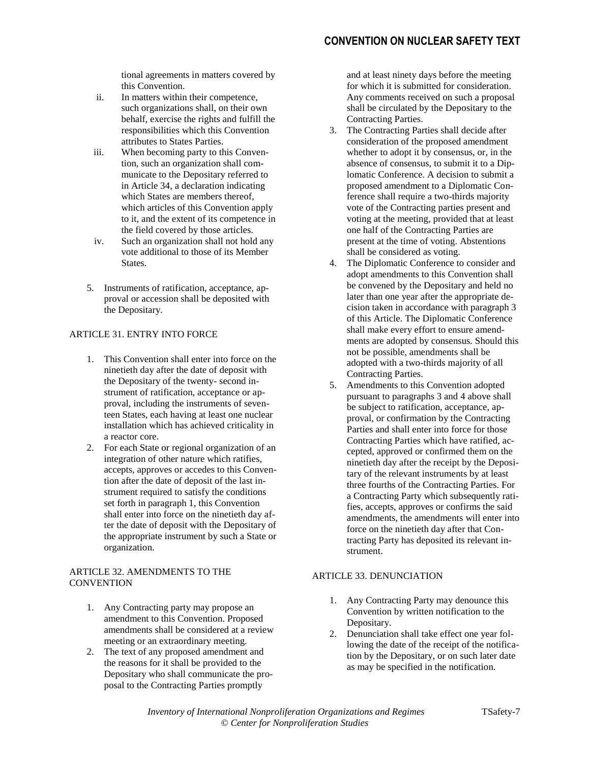tional agreements in matters covered by this Convention.

ii. In matters within their competence, such organizations shall, on their own behalf, exercise the rights and fulfill the responsibilities which this Convention attributes to States Parties.

iii. When becoming party to this Convention, such an organization shall communicate to the Depositary referred to in Article 34, a declaration indicating which States are members thereof, which articles of this Convention apply to it, and the extent of its competence in the field covered by those articles.

iv. Such an organization shall not hold any vote additional to those of its Member States.

5. Instruments of ratification, acceptance, approval or accession shall be deposited with the Depositary.

ARTICLE 31. ENTRY INTO FORCE

1. This Convention shall enter into force on the ninetieth day after the date of deposit with the Depositary of the twenty- second instrument of ratification, acceptance or approval, including the instruments of seventeen States, each having at least one nuclear installation which has achieved criticality in a reactor core.
2. For each State or regional organization of an integration of other nature which ratifies, accepts, approves or accedes to this Convention after the date of deposit of the last instrument required to satisfy the conditions set forth in paragraph 1, this Convention shall enter into force on the ninetieth day after the date of deposit with the Depositary of the appropriate instrument by such a State or organization.

ARTICLE 32. AMENDMENTS TO THE CONVENTION

1. Any Contracting party may propose an amendment to this Convention. Proposed amendments shall be considered at a review meeting or an extraordinary meeting.
2. The text of any proposed amendment and the reasons for it shall be provided to the Depositary who shall communicate the proposal to the Contracting Parties promptly and at least ninety days before the meeting for which it is submitted for consideration. Any comments received on such a proposal shall be circulated by the Depositary to the Contracting Parties.
3. The Contracting Parties shall decide after consideration of the proposed amendment whether to adopt it by consensus, or, in the absence of consensus, to submit it to a Diplomatic Conference. A decision to submit a proposed amendment to a Diplomatic Conference shall require a two-thirds majority vote of the Contracting parties present and voting at the meeting, provided that at least one half of the Contracting Parties are present at the time of voting. Abstentions shall be considered as voting.
4. The Diplomatic Conference to consider and adopt amendments to this Convention shall be convened by the Depositary and held no later than one year after the appropriate decision taken in accordance with paragraph 3 of this Article. The Diplomatic Conference shall make every effort to ensure amendments are adopted by consensus. Should this not be possible, amendments shall be adopted with a two-thirds majority of all Contracting Parties.
5. Amendments to this Convention adopted pursuant to paragraphs 3 and 4 above shall be subject to ratification, acceptance, approval, or confirmation by the Contracting Parties and shall enter into force for those Contracting Parties which have ratified, accepted, approved or confirmed them on the ninetieth day after the receipt by the Depositary of the relevant instruments by at least three fourths of the Contracting Parties. For a Contracting Party which subsequently ratifies, accepts, approves or confirms the said amendments, the amendments will enter into force on the ninetieth day after that Contracting Party has deposited its relevant instrument.

ARTICLE 33. DENUNCIATION

1. Any Contracting Party may denounce this Convention by written notification to the Depositary.
2. Denunciation shall take effect one year following the date of the receipt of the notification by the Depositary, or on such later date as may be specified in the notification.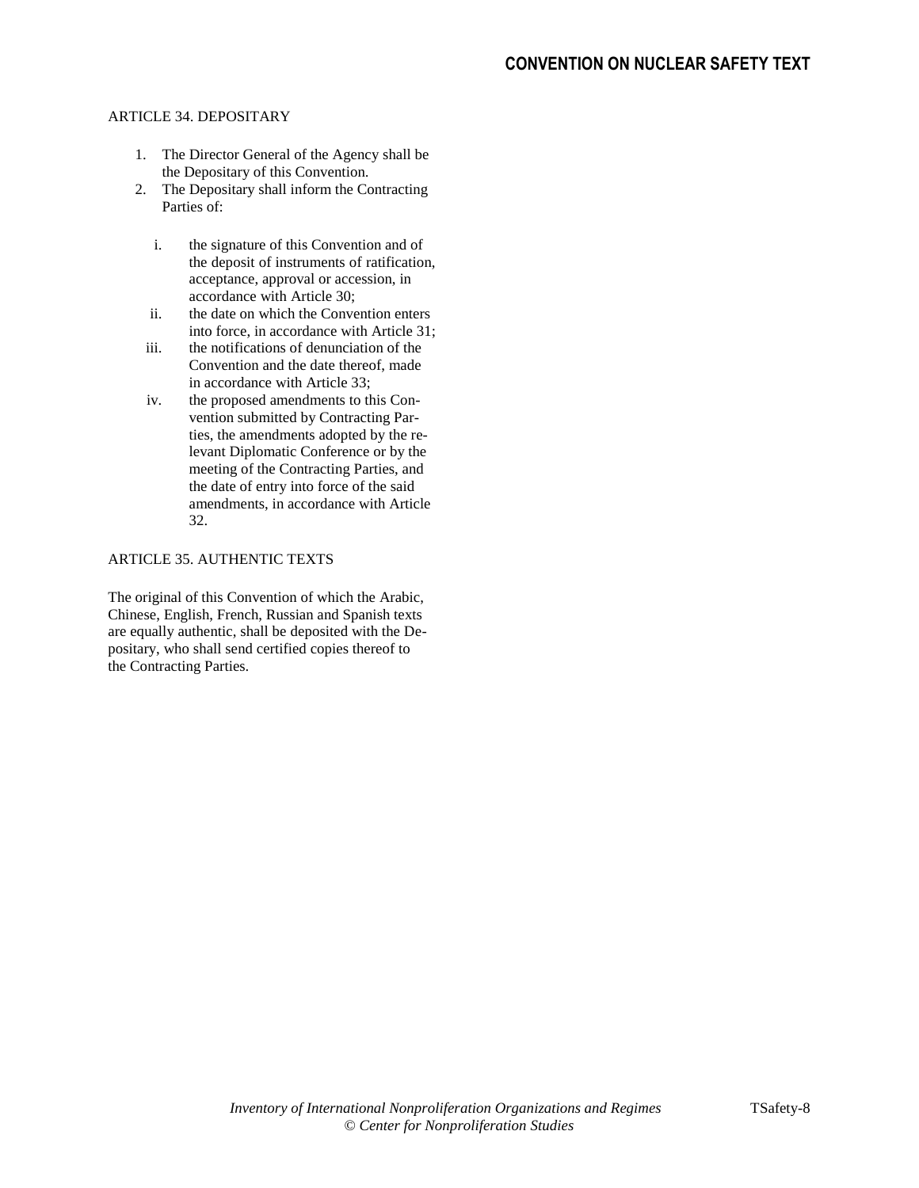ARTICLE 34. DEPOSITARY

1. The Director General of the Agency shall be the Depositary of this Convention.
2. The Depositary shall inform the Contracting Parties of:

   i. the signature of this Convention and of the deposit of instruments of ratification, acceptance, approval or accession, in accordance with Article 30;
   ii. the date on which the Convention enters into force, in accordance with Article 31;
   iii. the notifications of denunciation of the Convention and the date thereof, made in accordance with Article 33;
   iv. the proposed amendments to this Convention submitted by Contracting Parties, the amendments adopted by the relevant Diplomatic Conference or by the meeting of the Contracting Parties, and the date of entry into force of the said amendments, in accordance with Article 32.

ARTICLE 35. AUTHENTIC TEXTS

The original of this Convention of which the Arabic, Chinese, English, French, Russian and Spanish texts are equally authentic, shall be deposited with the Depositary, who shall send certified copies thereof to the Contracting Parties.